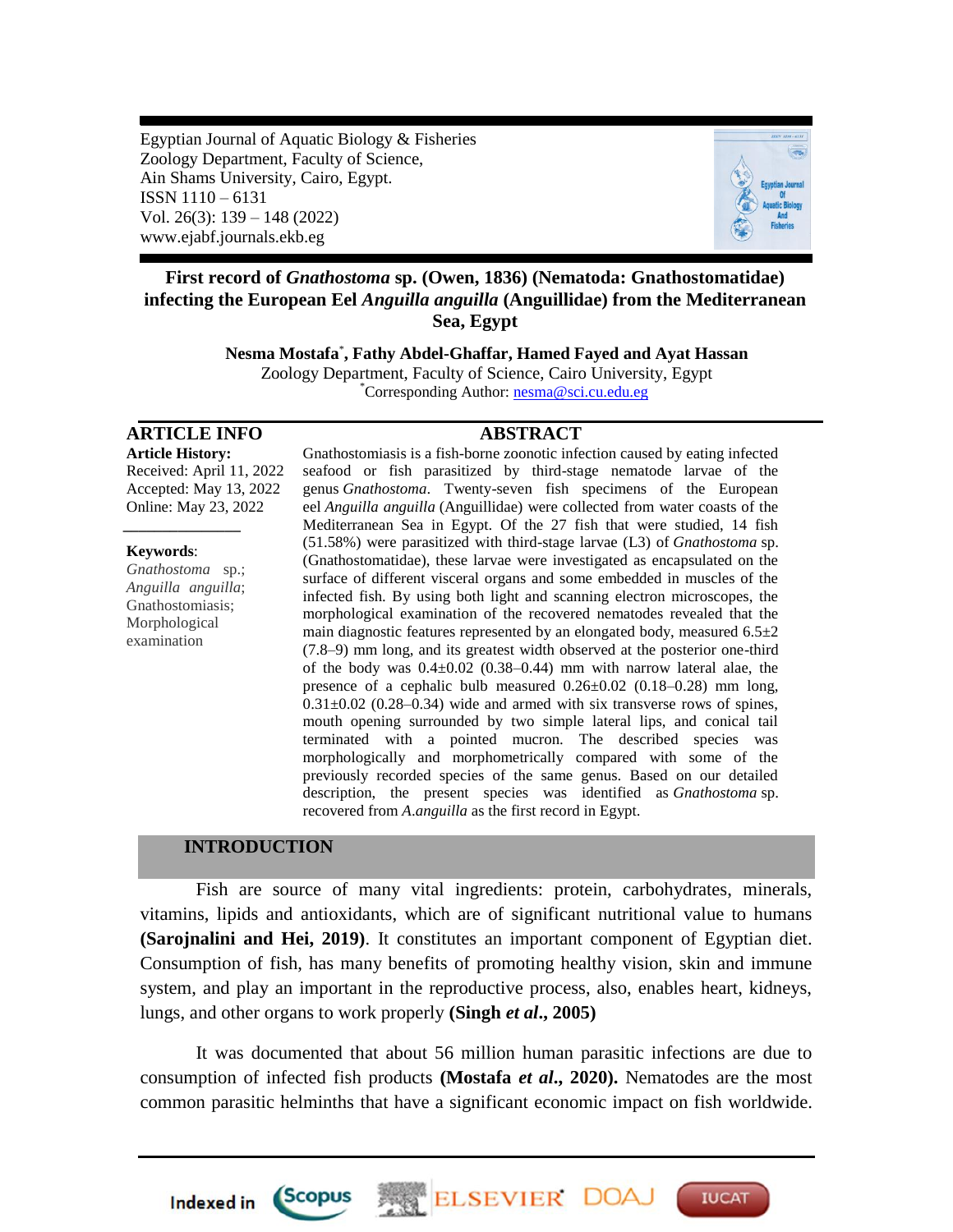Egyptian Journal of Aquatic Biology & Fisheries
Zoology Department, Faculty of Science,
Ain Shams University, Cairo, Egypt.
ISSN 1110 – 6131
Vol. 26(3): 139 – 148 (2022)
www.ejabf.journals.ekb.eg

# First record of *Gnathostoma* sp. (Owen, 1836) (Nematoda: Gnathostomatidae) infecting the European Eel *Anguilla anguilla* (Anguillidae) from the Mediterranean Sea, Egypt

**Nesma Mostafa*, Fathy Abdel-Ghaffar, Hamed Fayed and Ayat Hassan**
Zoology Department, Faculty of Science, Cairo University, Egypt
*Corresponding Author: nesma@sci.cu.edu.eg

## ARTICLE INFO

**Article History:**
Received: April 11, 2022
Accepted: May 13, 2022
Online: May 23, 2022

**Keywords**:
*Gnathostoma* sp.;
*Anguilla anguilla*;
Gnathostomiasis;
Morphological examination

## ABSTRACT

Gnathostomiasis is a fish-borne zoonotic infection caused by eating infected seafood or fish parasitized by third-stage nematode larvae of the genus *Gnathostoma*. Twenty-seven fish specimens of the European eel *Anguilla anguilla* (Anguillidae) were collected from water coasts of the Mediterranean Sea in Egypt. Of the 27 fish that were studied, 14 fish (51.58%) were parasitized with third-stage larvae (L3) of *Gnathostoma* sp. (Gnathostomatidae), these larvae were investigated as encapsulated on the surface of different visceral organs and some embedded in muscles of the infected fish. By using both light and scanning electron microscopes, the morphological examination of the recovered nematodes revealed that the main diagnostic features represented by an elongated body, measured 6.5±2 (7.8–9) mm long, and its greatest width observed at the posterior one-third of the body was 0.4±0.02 (0.38–0.44) mm with narrow lateral alae, the presence of a cephalic bulb measured 0.26±0.02 (0.18–0.28) mm long, 0.31±0.02 (0.28–0.34) wide and armed with six transverse rows of spines, mouth opening surrounded by two simple lateral lips, and conical tail terminated with a pointed mucron. The described species was morphologically and morphometrically compared with some of the previously recorded species of the same genus. Based on our detailed description, the present species was identified as *Gnathostoma* sp. recovered from *A.anguilla* as the first record in Egypt.

## INTRODUCTION

Fish are source of many vital ingredients: protein, carbohydrates, minerals, vitamins, lipids and antioxidants, which are of significant nutritional value to humans **(Sarojnalini and Hei, 2019)**. It constitutes an important component of Egyptian diet. Consumption of fish, has many benefits of promoting healthy vision, skin and immune system, and play an important in the reproductive process, also, enables heart, kidneys, lungs, and other organs to work properly **(Singh *et al*., 2005)**

It was documented that about 56 million human parasitic infections are due to consumption of infected fish products **(Mostafa *et al*., 2020).** Nematodes are the most common parasitic helminths that have a significant economic impact on fish worldwide.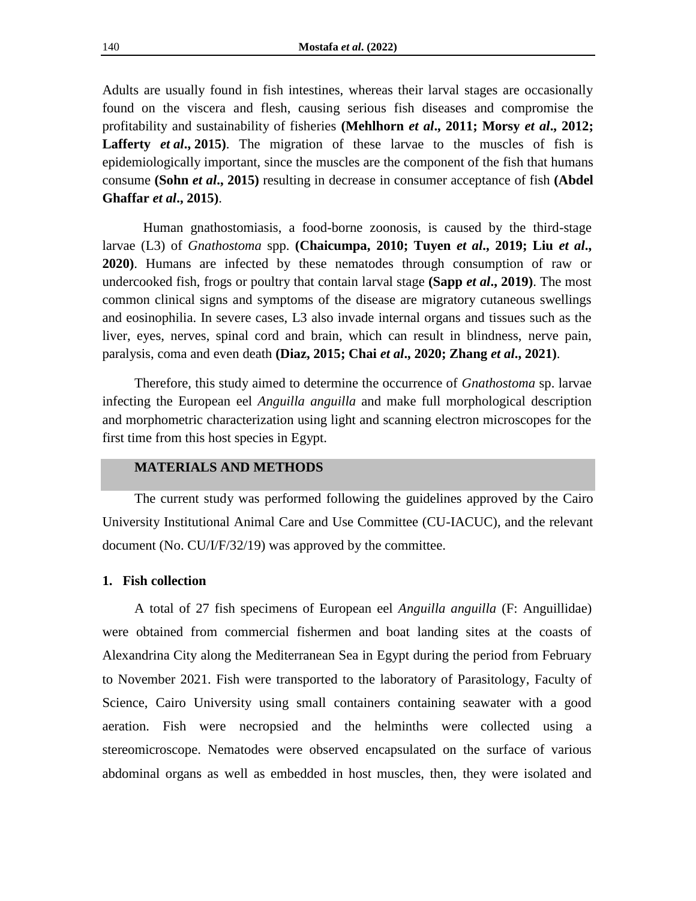Adults are usually found in fish intestines, whereas their larval stages are occasionally found on the viscera and flesh, causing serious fish diseases and compromise the profitability and sustainability of fisheries **(Mehlhorn *et al*., 2011; Morsy *et al*., 2012; Lafferty *et al*., 2015)**. The migration of these larvae to the muscles of fish is epidemiologically important, since the muscles are the component of the fish that humans consume **(Sohn *et al*., 2015)** resulting in decrease in consumer acceptance of fish **(Abdel Ghaffar *et al*., 2015)**.

Human gnathostomiasis, a food-borne zoonosis, is caused by the third-stage larvae (L3) of *Gnathostoma* spp. **(Chaicumpa, 2010; Tuyen *et al*., 2019; Liu *et al*., 2020)**. Humans are infected by these nematodes through consumption of raw or undercooked fish, frogs or poultry that contain larval stage **(Sapp *et al*., 2019)**. The most common clinical signs and symptoms of the disease are migratory cutaneous swellings and eosinophilia. In severe cases, L3 also invade internal organs and tissues such as the liver, eyes, nerves, spinal cord and brain, which can result in blindness, nerve pain, paralysis, coma and even death **(Diaz, 2015; Chai *et al*., 2020; Zhang *et al*., 2021)**.

Therefore, this study aimed to determine the occurrence of *Gnathostoma* sp. larvae infecting the European eel *Anguilla anguilla* and make full morphological description and morphometric characterization using light and scanning electron microscopes for the first time from this host species in Egypt.

## MATERIALS AND METHODS

The current study was performed following the guidelines approved by the Cairo University Institutional Animal Care and Use Committee (CU-IACUC), and the relevant document (No. CU/I/F/32/19) was approved by the committee.

### 1. Fish collection

A total of 27 fish specimens of European eel *Anguilla anguilla* (F: Anguillidae) were obtained from commercial fishermen and boat landing sites at the coasts of Alexandrina City along the Mediterranean Sea in Egypt during the period from February to November 2021. Fish were transported to the laboratory of Parasitology, Faculty of Science, Cairo University using small containers containing seawater with a good aeration. Fish were necropsied and the helminths were collected using a stereomicroscope. Nematodes were observed encapsulated on the surface of various abdominal organs as well as embedded in host muscles, then, they were isolated and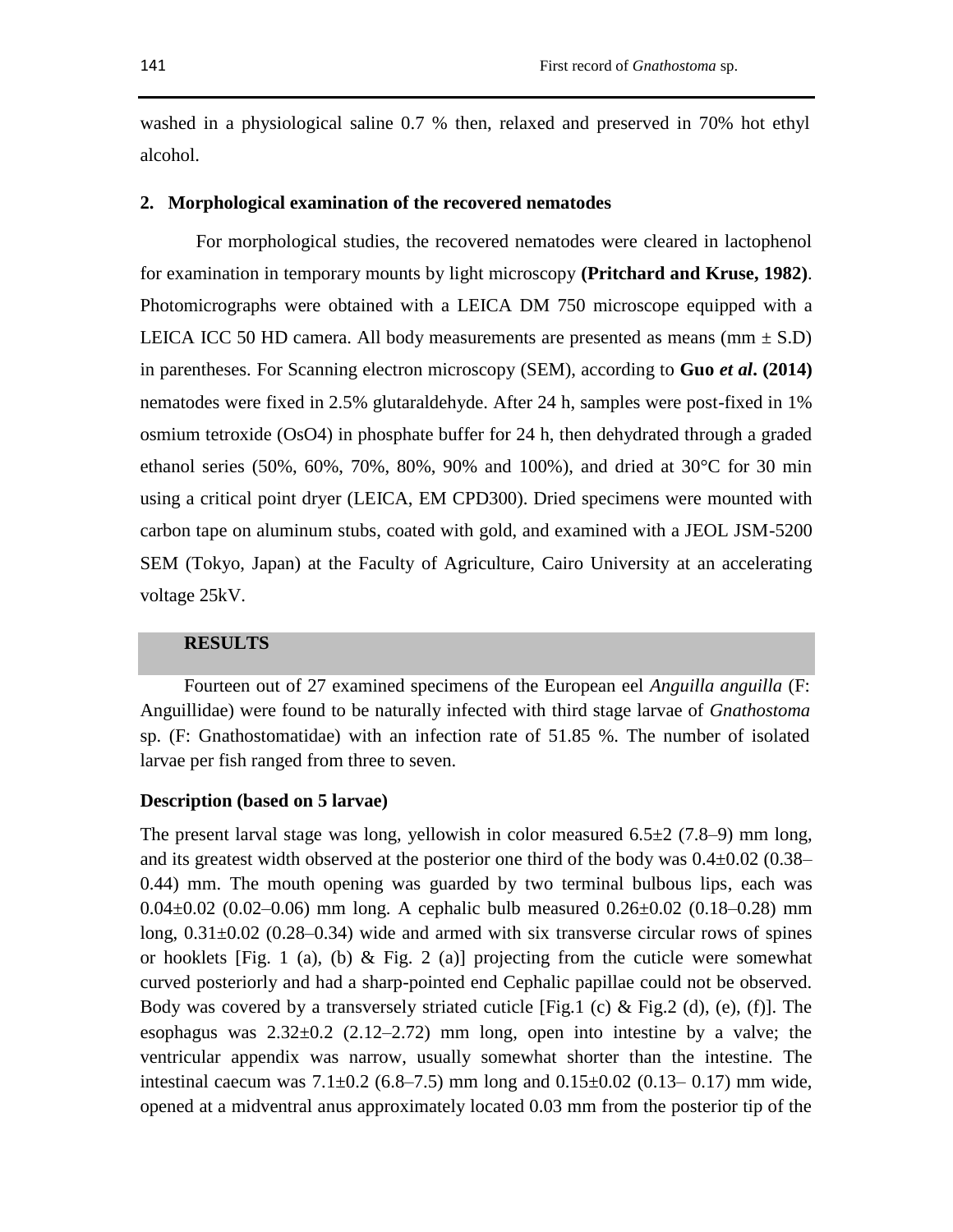washed in a physiological saline 0.7 % then, relaxed and preserved in 70% hot ethyl alcohol.

### 2. Morphological examination of the recovered nematodes

For morphological studies, the recovered nematodes were cleared in lactophenol for examination in temporary mounts by light microscopy **(Pritchard and Kruse, 1982)**. Photomicrographs were obtained with a LEICA DM 750 microscope equipped with a LEICA ICC 50 HD camera. All body measurements are presented as means (mm ± S.D) in parentheses. For Scanning electron microscopy (SEM), according to **Guo *et al*. (2014)** nematodes were fixed in 2.5% glutaraldehyde. After 24 h, samples were post-fixed in 1% osmium tetroxide ($OsO_4$) in phosphate buffer for 24 h, then dehydrated through a graded ethanol series (50%, 60%, 70%, 80%, 90% and 100%), and dried at 30°C for 30 min using a critical point dryer (LEICA, EM CPD300). Dried specimens were mounted with carbon tape on aluminum stubs, coated with gold, and examined with a JEOL JSM-5200 SEM (Tokyo, Japan) at the Faculty of Agriculture, Cairo University at an accelerating voltage 25kV.

## RESULTS

Fourteen out of 27 examined specimens of the European eel *Anguilla anguilla* (F: Anguillidae) were found to be naturally infected with third stage larvae of *Gnathostoma* sp. (F: Gnathostomatidae) with an infection rate of 51.85 %. The number of isolated larvae per fish ranged from three to seven.

### Description (based on 5 larvae)

The present larval stage was long, yellowish in color measured 6.5±2 (7.8–9) mm long, and its greatest width observed at the posterior one third of the body was 0.4±0.02 (0.38–0.44) mm. The mouth opening was guarded by two terminal bulbous lips, each was 0.04±0.02 (0.02–0.06) mm long. A cephalic bulb measured 0.26±0.02 (0.18–0.28) mm long, 0.31±0.02 (0.28–0.34) wide and armed with six transverse circular rows of spines or hooklets [Fig. 1 (a), (b) & Fig. 2 (a)] projecting from the cuticle were somewhat curved posteriorly and had a sharp-pointed end Cephalic papillae could not be observed. Body was covered by a transversely striated cuticle [Fig.1 (c) & Fig.2 (d), (e), (f)]. The esophagus was 2.32±0.2 (2.12–2.72) mm long, open into intestine by a valve; the ventricular appendix was narrow, usually somewhat shorter than the intestine. The intestinal caecum was 7.1±0.2 (6.8–7.5) mm long and 0.15±0.02 (0.13– 0.17) mm wide, opened at a midventral anus approximately located 0.03 mm from the posterior tip of the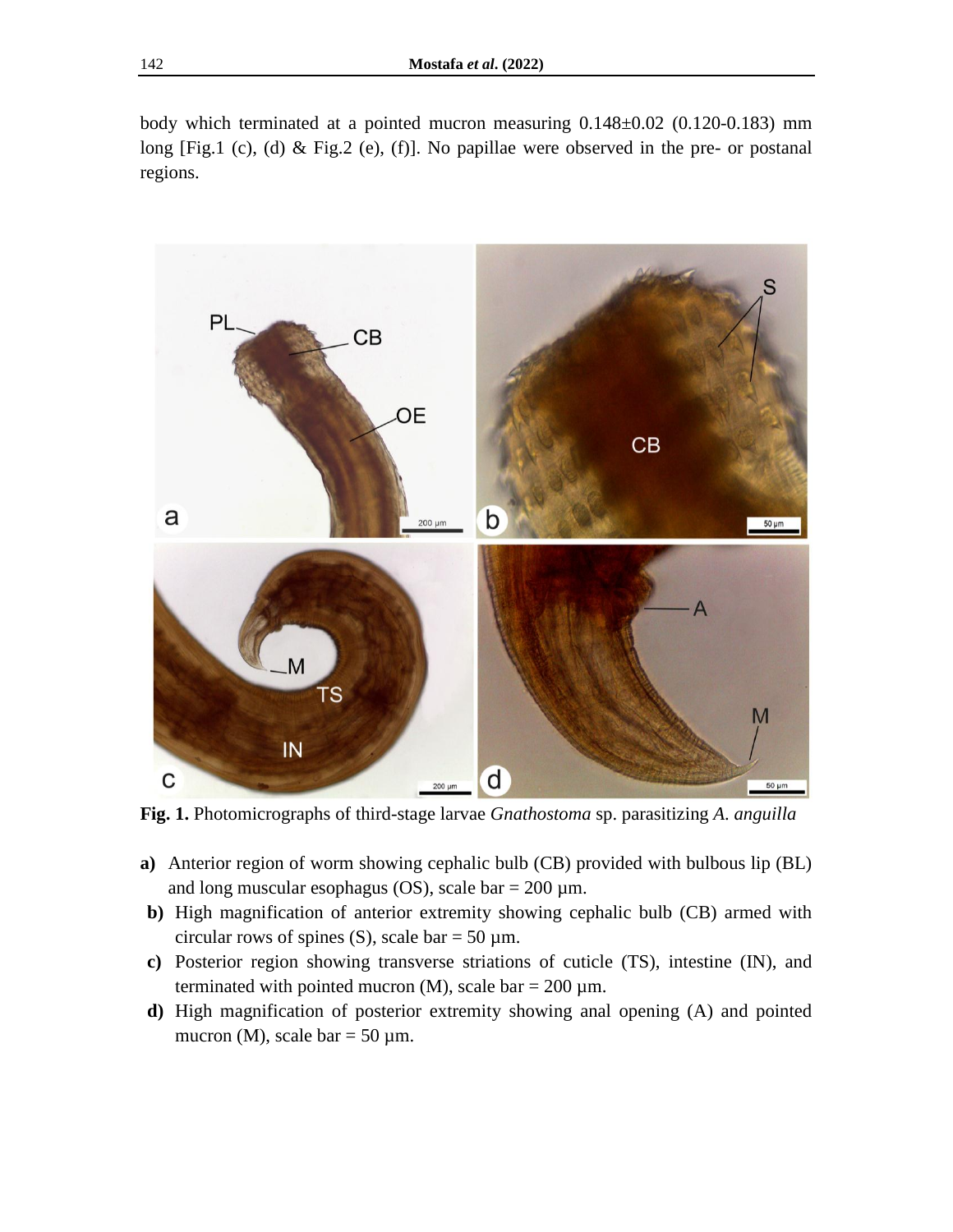body which terminated at a pointed mucron measuring 0.148±0.02 (0.120-0.183) mm long [Fig.1 (c), (d) & Fig.2 (e), (f)]. No papillae were observed in the pre- or postanal regions.

**Fig. 1.** Photomicrographs of third-stage larvae *Gnathostoma* sp. parasitizing *A. anguilla*

- **a)** Anterior region of worm showing cephalic bulb (CB) provided with bulbous lip (BL) and long muscular esophagus (OS), scale bar = 200 µm.
- **b)** High magnification of anterior extremity showing cephalic bulb (CB) armed with circular rows of spines (S), scale bar = 50 µm.
- **c)** Posterior region showing transverse striations of cuticle (TS), intestine (IN), and terminated with pointed mucron (M), scale bar = 200 µm.
- **d)** High magnification of posterior extremity showing anal opening (A) and pointed mucron (M), scale bar = 50 µm.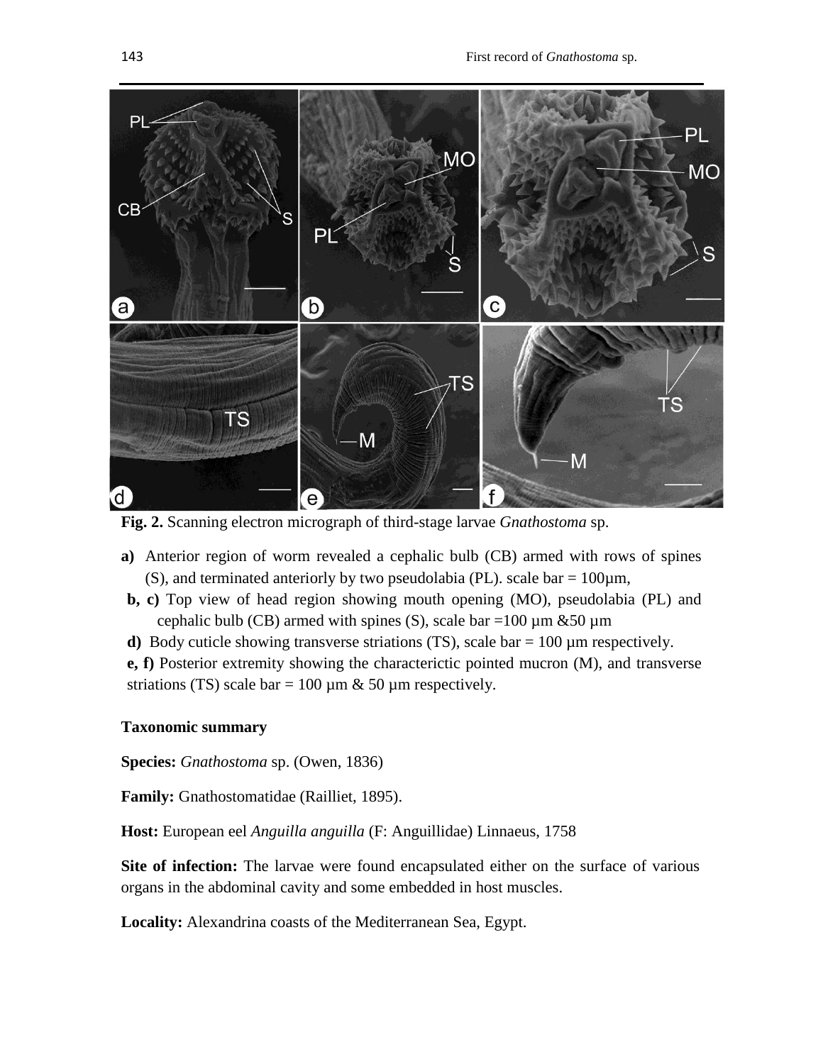**Fig. 2.** Scanning electron micrograph of third-stage larvae *Gnathostoma* sp.

**a)** Anterior region of worm revealed a cephalic bulb (CB) armed with rows of spines (S), and terminated anteriorly by two pseudolabia (PL). scale bar = 100µm,

**b, c)** Top view of head region showing mouth opening (MO), pseudolabia (PL) and cephalic bulb (CB) armed with spines (S), scale bar =100 µm &50 µm

**d)** Body cuticle showing transverse striations (TS), scale bar = 100 µm respectively.

**e, f)** Posterior extremity showing the characterictic pointed mucron (M), and transverse striations (TS) scale bar = 100 µm & 50 µm respectively.

**Taxonomic summary**

**Species:** *Gnathostoma* sp. (Owen, 1836)

**Family:** Gnathostomatidae (Railliet, 1895).

**Host:** European eel *Anguilla anguilla* (F: Anguillidae) Linnaeus, 1758

**Site of infection:** The larvae were found encapsulated either on the surface of various organs in the abdominal cavity and some embedded in host muscles.

**Locality:** Alexandrina coasts of the Mediterranean Sea, Egypt.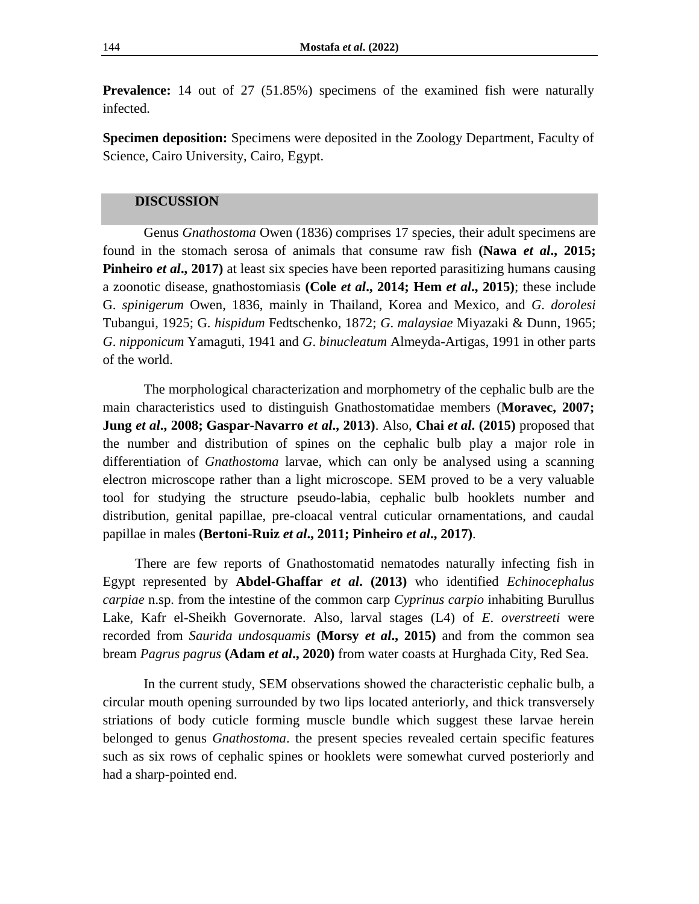**Prevalence:** 14 out of 27 (51.85%) specimens of the examined fish were naturally infected.

**Specimen deposition:** Specimens were deposited in the Zoology Department, Faculty of Science, Cairo University, Cairo, Egypt.

## DISCUSSION

Genus *Gnathostoma* Owen (1836) comprises 17 species, their adult specimens are found in the stomach serosa of animals that consume raw fish **(Nawa *et al*., 2015; Pinheiro *et al*., 2017)** at least six species have been reported parasitizing humans causing a zoonotic disease, gnathostomiasis **(Cole *et al*., 2014; Hem *et al*., 2015)**; these include G. *spinigerum* Owen, 1836, mainly in Thailand, Korea and Mexico, and *G*. *dorolesi* Tubangui, 1925; G. *hispidum* Fedtschenko, 1872; *G*. *malaysiae* Miyazaki & Dunn, 1965; *G*. *nipponicum* Yamaguti, 1941 and *G*. *binucleatum* Almeyda-Artigas, 1991 in other parts of the world.

The morphological characterization and morphometry of the cephalic bulb are the main characteristics used to distinguish Gnathostomatidae members (**Moravec, 2007; Jung *et al*., 2008; Gaspar-Navarro *et al*., 2013)**. Also, **Chai *et al*. (2015)** proposed that the number and distribution of spines on the cephalic bulb play a major role in differentiation of *Gnathostoma* larvae, which can only be analysed using a scanning electron microscope rather than a light microscope. SEM proved to be a very valuable tool for studying the structure pseudo-labia, cephalic bulb hooklets number and distribution, genital papillae, pre-cloacal ventral cuticular ornamentations, and caudal papillae in males **(Bertoni-Ruiz *et al*., 2011; Pinheiro *et al*., 2017)**.

There are few reports of Gnathostomatid nematodes naturally infecting fish in Egypt represented by **Abdel-Ghaffar *et al*. (2013)** who identified *Echinocephalus carpiae* n.sp. from the intestine of the common carp *Cyprinus carpio* inhabiting Burullus Lake, Kafr el-Sheikh Governorate. Also, larval stages (L4) of *E*. *overstreeti* were recorded from *Saurida undosquamis* **(Morsy *et al*., 2015)** and from the common sea bream *Pagrus pagrus* **(Adam *et al*., 2020)** from water coasts at Hurghada City, Red Sea.

In the current study, SEM observations showed the characteristic cephalic bulb, a circular mouth opening surrounded by two lips located anteriorly, and thick transversely striations of body cuticle forming muscle bundle which suggest these larvae herein belonged to genus *Gnathostoma*. the present species revealed certain specific features such as six rows of cephalic spines or hooklets were somewhat curved posteriorly and had a sharp-pointed end.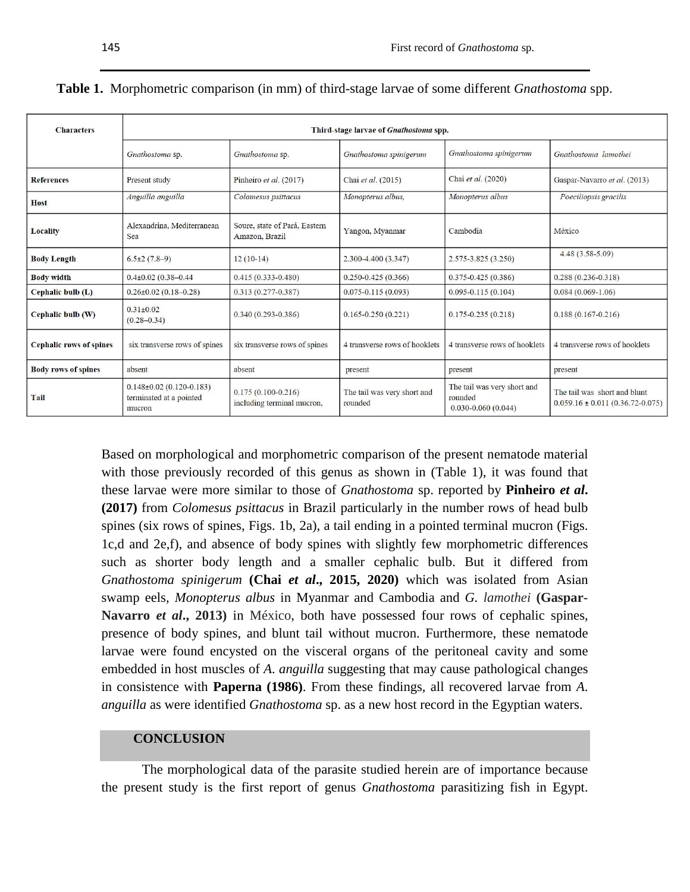**Table 1.** Morphometric comparison (in mm) of third-stage larvae of some different *Gnathostoma* spp.

| Characters | Third-stage larvae of *Gnathostoma* spp. | | | | |
|---|---|---|---|---|---|
| | *Gnathostoma* sp. | *Gnathostoma* sp. | *Gnathostoma spinigerum* | *Gnathostoma spinigerum* | *Gnathostoma lamothei* |
| **References** | Present study | Pinheiro *et al*. (2017) | Chai *et al*. (2015) | Chai *et al*. (2020) | Gaspar-Navarro *et al*. (2013) |
| **Host** | *Anguilla anguilla* | *Colomesus psittacus* | *Monopterus albus,* | *Monopterus albus* | *Poeciliopsis gracilis* |
| **Locality** | Alexandrina, Mediterranean Sea | Soure, state of Pará, Eastern Amazon, Brazil | Yangon, Myanmar | Cambodia | México |
| **Body Length** | 6.5±2 (7.8–9) | 12 (10-14) | 2.300-4.400 (3.347) | 2.575-3.825 (3.250) | 4.48 (3.58-5.09) |
| **Body width** | 0.4±0.02 (0.38–0.44 | 0.415 (0.333-0.480) | 0.250-0.425 (0.366) | 0.375-0.425 (0.386) | 0.288 (0.236-0.318) |
| **Cephalic bulb (L)** | 0.26±0.02 (0.18–0.28) | 0.313 (0.277-0.387) | 0.075-0.115 (0.093) | 0.095-0.115 (0.104) | 0.084 (0.069-1.06) |
| **Cephalic bulb (W)** | 0.31±0.02 (0.28–0.34) | 0.340 (0.293-0.386) | 0.165-0.250 (0.221) | 0.175-0.235 (0.218) | 0.188 (0.167-0.216) |
| **Cephalic rows of spines** | six transverse rows of spines | six transverse rows of spines | 4 transverse rows of hooklets | 4 transverse rows of hooklets | 4 transverse rows of hooklets |
| **Body rows of spines** | absent | absent | present | present | present |
| **Tail** | 0.148±0.02 (0.120-0.183) terminated at a pointed mucron | 0.175 (0.100-0.216) including terminal mucron, | The tail was very short and rounded | The tail was very short and rounded 0.030-0.060 (0.044) | The tail was short and blunt 0.059.16 ± 0.011 (0.36.72-0.075) |

Based on morphological and morphometric comparison of the present nematode material with those previously recorded of this genus as shown in (Table 1), it was found that these larvae were more similar to those of *Gnathostoma* sp. reported by **Pinheiro *et al*. (2017)** from *Colomesus psittacus* in Brazil particularly in the number rows of head bulb spines (six rows of spines, Figs. 1b, 2a), a tail ending in a pointed terminal mucron (Figs. 1c,d and 2e,f), and absence of body spines with slightly few morphometric differences such as shorter body length and a smaller cephalic bulb. But it differed from *Gnathostoma spinigerum* **(Chai *et al*., 2015, 2020)** which was isolated from Asian swamp eels, *Monopterus albus* in Myanmar and Cambodia and *G. lamothei* **(Gaspar-Navarro *et al*., 2013)** in México, both have possessed four rows of cephalic spines, presence of body spines, and blunt tail without mucron. Furthermore, these nematode larvae were found encysted on the visceral organs of the peritoneal cavity and some embedded in host muscles of *A. anguilla* suggesting that may cause pathological changes in consistence with **Paperna (1986)**. From these findings, all recovered larvae from *A. anguilla* as were identified *Gnathostoma* sp. as a new host record in the Egyptian waters.

## CONCLUSION

The morphological data of the parasite studied herein are of importance because the present study is the first report of genus *Gnathostoma* parasitizing fish in Egypt.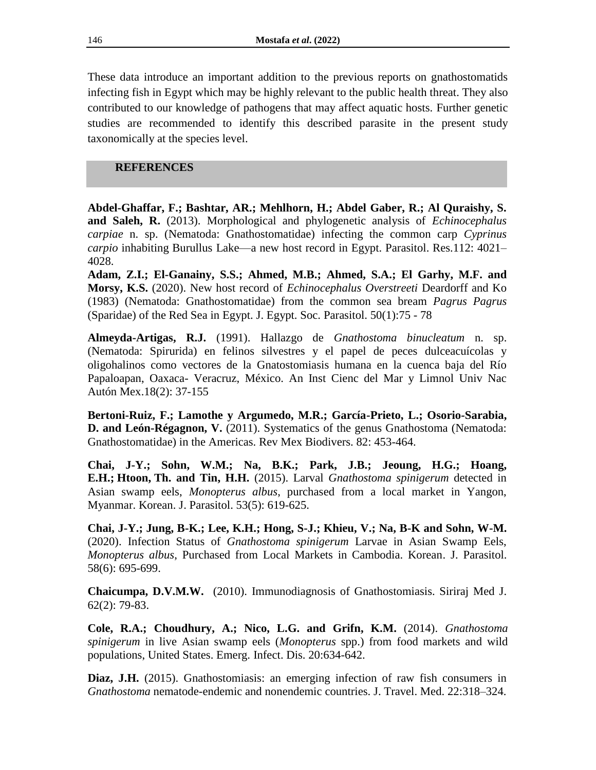These data introduce an important addition to the previous reports on gnathostomatids infecting fish in Egypt which may be highly relevant to the public health threat. They also contributed to our knowledge of pathogens that may affect aquatic hosts. Further genetic studies are recommended to identify this described parasite in the present study taxonomically at the species level.

## REFERENCES

**Abdel-Ghaffar, F.; Bashtar, AR.; Mehlhorn, H.; Abdel Gaber, R.; Al Quraishy, S. and Saleh, R.** (2013). Morphological and phylogenetic analysis of *Echinocephalus carpiae* n. sp. (Nematoda: Gnathostomatidae) infecting the common carp *Cyprinus carpio* inhabiting Burullus Lake—a new host record in Egypt. Parasitol. Res.112: 4021–4028.

**Adam, Z.I.; El-Ganainy, S.S.; Ahmed, M.B.; Ahmed, S.A.; El Garhy, M.F. and Morsy, K.S.** (2020). New host record of *Echinocephalus Overstreeti* Deardorff and Ko (1983) (Nematoda: Gnathostomatidae) from the common sea bream *Pagrus Pagrus* (Sparidae) of the Red Sea in Egypt. J. Egypt. Soc. Parasitol. 50(1):75 - 78

**Almeyda-Artigas, R.J.** (1991). Hallazgo de *Gnathostoma binucleatum* n. sp. (Nematoda: Spirurida) en felinos silvestres y el papel de peces dulceacuícolas y oligohalinos como vectores de la Gnatostomiasis humana en la cuenca baja del Río Papaloapan, Oaxaca- Veracruz, México. An Inst Cienc del Mar y Limnol Univ Nac Autón Mex.18(2): 37-155

**Bertoni-Ruiz, F.; Lamothe y Argumedo, M.R.; García-Prieto, L.; Osorio-Sarabia, D. and León-Régagnon, V.** (2011). Systematics of the genus Gnathostoma (Nematoda: Gnathostomatidae) in the Americas. Rev Mex Biodivers. 82: 453-464.

**Chai, J-Y.; Sohn, W.M.; Na, B.K.; Park, J.B.; Jeoung, H.G.; Hoang, E.H.; Htoon, Th. and Tin, H.H.** (2015). Larval *Gnathostoma spinigerum* detected in Asian swamp eels, *Monopterus albus*, purchased from a local market in Yangon, Myanmar. Korean. J. Parasitol. 53(5): 619-625.

**Chai, J-Y.; Jung, B-K.; Lee, K.H.; Hong, S-J.; Khieu, V.; Na, B-K and Sohn, W-M.** (2020). Infection Status of *Gnathostoma spinigerum* Larvae in Asian Swamp Eels, *Monopterus albus*, Purchased from Local Markets in Cambodia. Korean. J. Parasitol. 58(6): 695-699.

**Chaicumpa, D.V.M.W.** (2010). Immunodiagnosis of Gnathostomiasis. Siriraj Med J. 62(2): 79-83.

**Cole, R.A.; Choudhury, A.; Nico, L.G. and Grifn, K.M.** (2014). *Gnathostoma spinigerum* in live Asian swamp eels (*Monopterus* spp.) from food markets and wild populations, United States. Emerg. Infect. Dis. 20:634-642.

**Diaz, J.H.** (2015). Gnathostomiasis: an emerging infection of raw fish consumers in *Gnathostoma* nematode-endemic and nonendemic countries. J. Travel. Med. 22:318–324.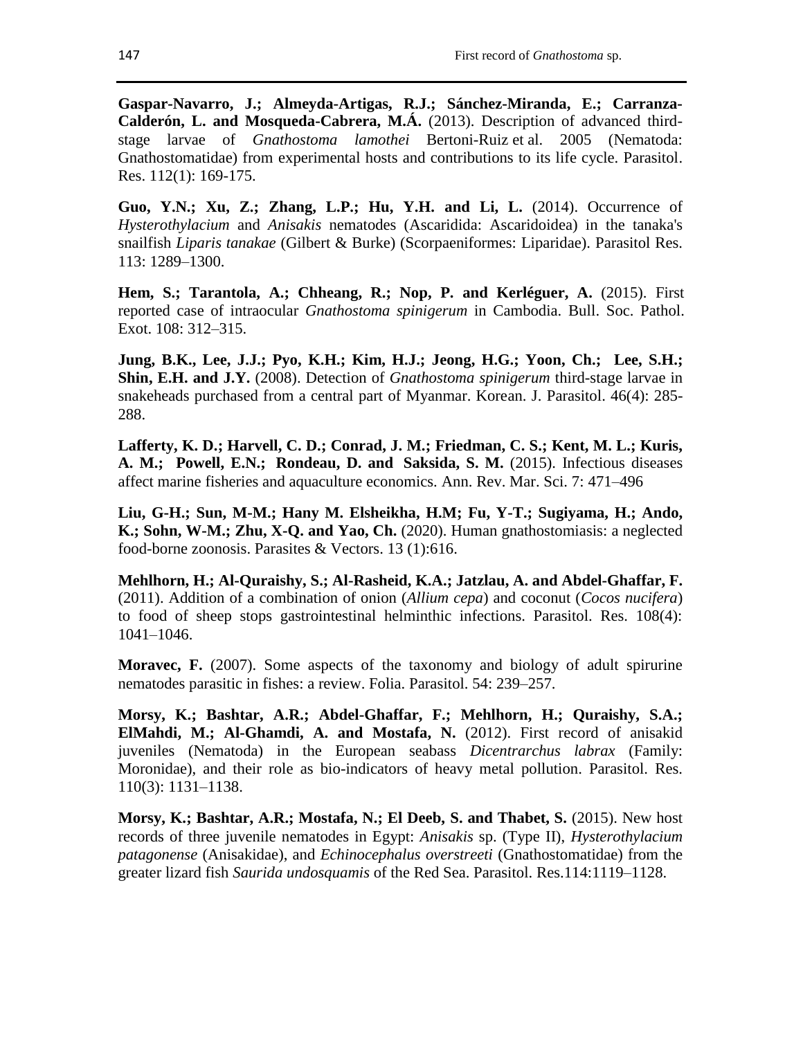**Gaspar-Navarro, J.; Almeyda-Artigas, R.J.; Sánchez-Miranda, E.; Carranza-Calderón, L. and Mosqueda-Cabrera, M.Á.** (2013). Description of advanced third-stage larvae of *Gnathostoma lamothei* Bertoni-Ruiz et al. 2005 (Nematoda: Gnathostomatidae) from experimental hosts and contributions to its life cycle. Parasitol. Res. 112(1): 169-175.

**Guo, Y.N.; Xu, Z.; Zhang, L.P.; Hu, Y.H. and Li, L.** (2014). Occurrence of *Hysterothylacium* and *Anisakis* nematodes (Ascaridida: Ascaridoidea) in the tanaka's snailfish *Liparis tanakae* (Gilbert & Burke) (Scorpaeniformes: Liparidae). Parasitol Res. 113: 1289–1300.

**Hem, S.; Tarantola, A.; Chheang, R.; Nop, P. and Kerléguer, A.** (2015). First reported case of intraocular *Gnathostoma spinigerum* in Cambodia. Bull. Soc. Pathol. Exot. 108: 312–315.

**Jung, B.K., Lee, J.J.; Pyo, K.H.; Kim, H.J.; Jeong, H.G.; Yoon, Ch.; Lee, S.H.; Shin, E.H. and J.Y.** (2008). Detection of *Gnathostoma spinigerum* third-stage larvae in snakeheads purchased from a central part of Myanmar. Korean. J. Parasitol. 46(4): 285-288.

**Lafferty, K. D.; Harvell, C. D.; Conrad, J. M.; Friedman, C. S.; Kent, M. L.; Kuris, A. M.; Powell, E.N.; Rondeau, D. and Saksida, S. M.** (2015). Infectious diseases affect marine fisheries and aquaculture economics. Ann. Rev. Mar. Sci. 7: 471–496

**Liu, G-H.; Sun, M-M.; Hany M. Elsheikha, H.M; Fu, Y-T.; Sugiyama, H.; Ando, K.; Sohn, W-M.; Zhu, X-Q. and Yao, Ch.** (2020). Human gnathostomiasis: a neglected food-borne zoonosis. Parasites & Vectors. 13 (1):616.

**Mehlhorn, H.; Al-Quraishy, S.; Al-Rasheid, K.A.; Jatzlau, A. and Abdel-Ghaffar, F.** (2011). Addition of a combination of onion (*Allium cepa*) and coconut (*Cocos nucifera*) to food of sheep stops gastrointestinal helminthic infections. Parasitol. Res. 108(4): 1041–1046.

**Moravec, F.** (2007). Some aspects of the taxonomy and biology of adult spirurine nematodes parasitic in fishes: a review. Folia. Parasitol. 54: 239–257.

**Morsy, K.; Bashtar, A.R.; Abdel-Ghaffar, F.; Mehlhorn, H.; Quraishy, S.A.; ElMahdi, M.; Al-Ghamdi, A. and Mostafa, N.** (2012). First record of anisakid juveniles (Nematoda) in the European seabass *Dicentrarchus labrax* (Family: Moronidae), and their role as bio-indicators of heavy metal pollution. Parasitol. Res. 110(3): 1131–1138.

**Morsy, K.; Bashtar, A.R.; Mostafa, N.; El Deeb, S. and Thabet, S.** (2015). New host records of three juvenile nematodes in Egypt: *Anisakis* sp. (Type II), *Hysterothylacium patagonense* (Anisakidae), and *Echinocephalus overstreeti* (Gnathostomatidae) from the greater lizard fish *Saurida undosquamis* of the Red Sea. Parasitol. Res.114:1119–1128.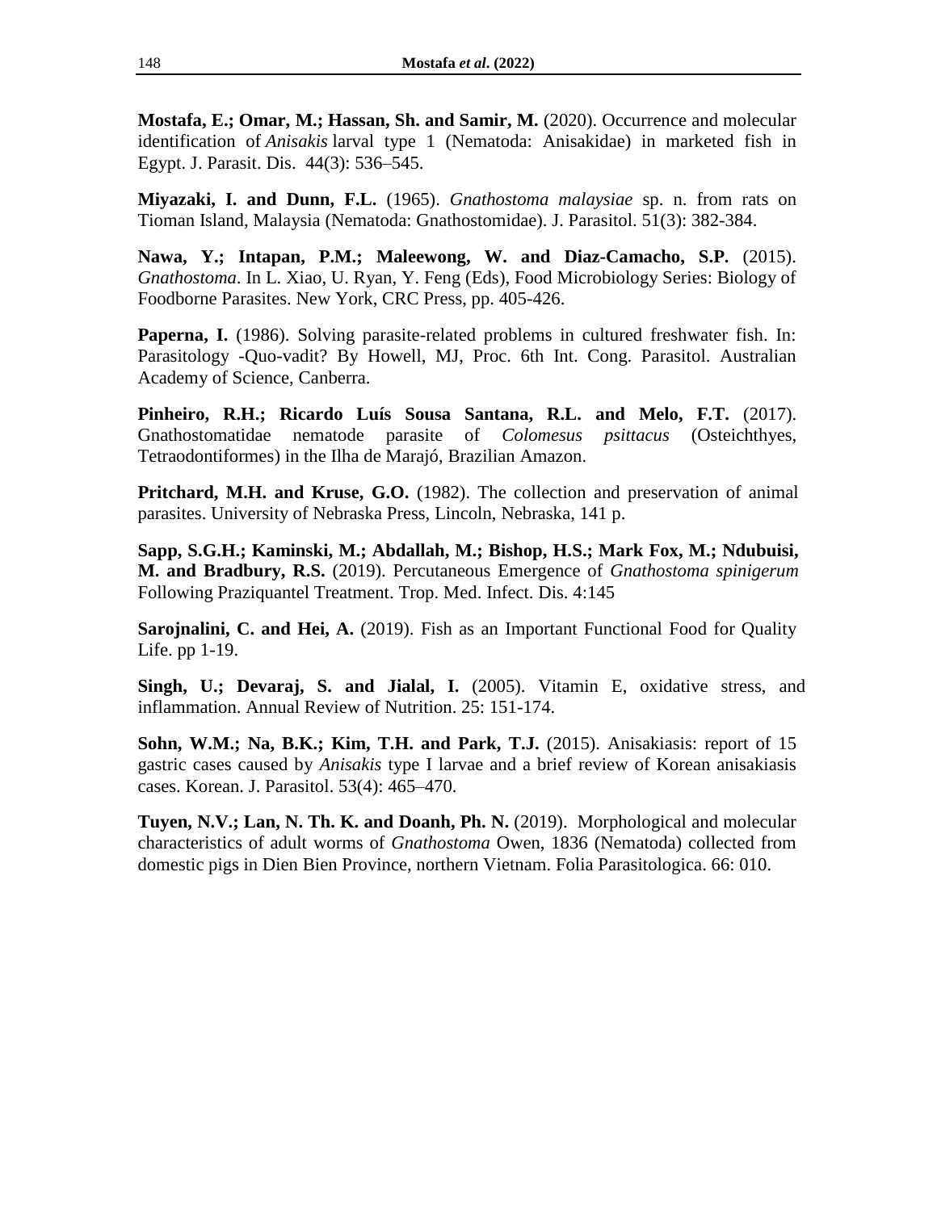**Mostafa, E.; Omar, M.; Hassan, Sh. and Samir, M.** (2020). Occurrence and molecular identification of *Anisakis* larval type 1 (Nematoda: Anisakidae) in marketed fish in Egypt. J. Parasit. Dis. 44(3): 536–545.

**Miyazaki, I. and Dunn, F.L.** (1965). *Gnathostoma malaysiae* sp. n. from rats on Tioman Island, Malaysia (Nematoda: Gnathostomidae). J. Parasitol. 51(3): 382-384.

**Nawa, Y.; Intapan, P.M.; Maleewong, W. and Diaz-Camacho, S.P.** (2015). *Gnathostoma*. In L. Xiao, U. Ryan, Y. Feng (Eds), Food Microbiology Series: Biology of Foodborne Parasites. New York, CRC Press, pp. 405-426.

**Paperna, I.** (1986). Solving parasite-related problems in cultured freshwater fish. In: Parasitology -Quo-vadit? By Howell, MJ, Proc. 6th Int. Cong. Parasitol. Australian Academy of Science, Canberra.

**Pinheiro, R.H.; Ricardo Luís Sousa Santana, R.L. and Melo, F.T.** (2017). Gnathostomatidae nematode parasite of *Colomesus psittacus* (Osteichthyes, Tetraodontiformes) in the Ilha de Marajó, Brazilian Amazon.

**Pritchard, M.H. and Kruse, G.O.** (1982). The collection and preservation of animal parasites. University of Nebraska Press, Lincoln, Nebraska, 141 p.

**Sapp, S.G.H.; Kaminski, M.; Abdallah, M.; Bishop, H.S.; Mark Fox, M.; Ndubuisi, M. and Bradbury, R.S.** (2019). Percutaneous Emergence of *Gnathostoma spinigerum* Following Praziquantel Treatment. Trop. Med. Infect. Dis. 4:145

**Sarojnalini, C. and Hei, A.** (2019). Fish as an Important Functional Food for Quality Life. pp 1-19.

**Singh, U.; Devaraj, S. and Jialal, I.** (2005). Vitamin E, oxidative stress, and inflammation. Annual Review of Nutrition. 25: 151-174.

**Sohn, W.M.; Na, B.K.; Kim, T.H. and Park, T.J.** (2015). Anisakiasis: report of 15 gastric cases caused by *Anisakis* type I larvae and a brief review of Korean anisakiasis cases. Korean. J. Parasitol. 53(4): 465–470.

**Tuyen, N.V.; Lan, N. Th. K. and Doanh, Ph. N.** (2019). Morphological and molecular characteristics of adult worms of *Gnathostoma* Owen, 1836 (Nematoda) collected from domestic pigs in Dien Bien Province, northern Vietnam. Folia Parasitologica. 66: 010.